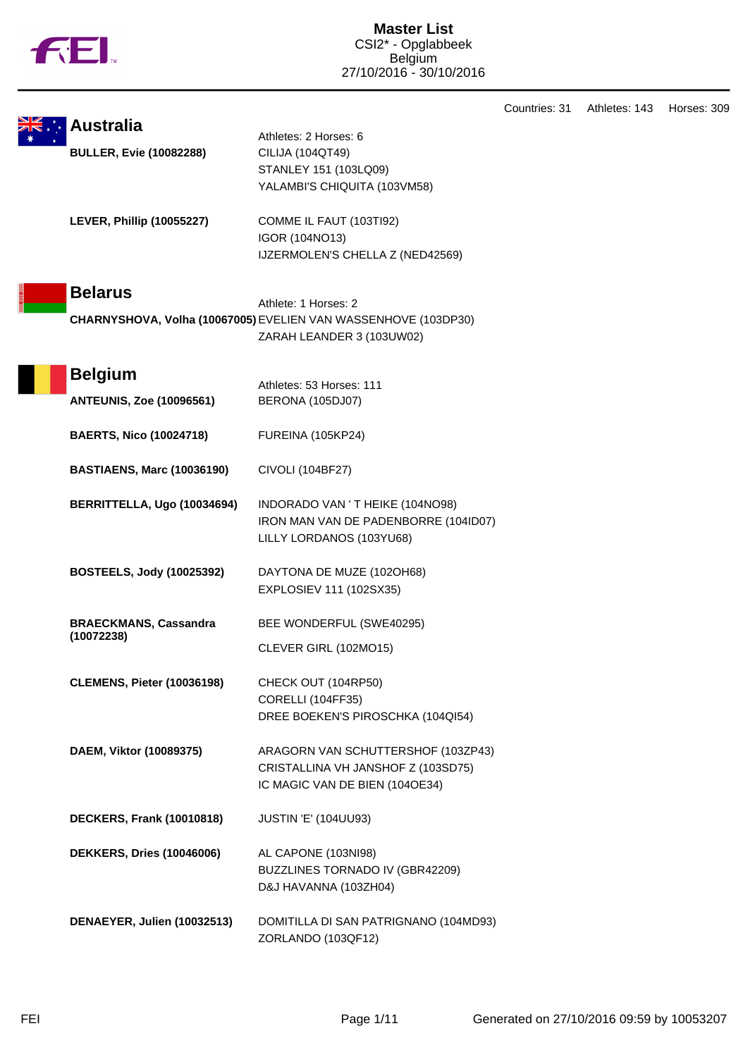# Master List

CSI2* - Opglabbeek
Belgium
27/10/2016 - 30/10/2016

Countries: 31 Athletes: 143 Horses: 309

## Australia

Athletes: 2 Horses: 6

| | |
|---|---|
| **BULLER, Evie (10082288)** | CILIJA (104QT49)<br>STANLEY 151 (103LQ09)<br>YALAMBI'S CHIQUITA (103VM58) |
| **LEVER, Phillip (10055227)** | COMME IL FAUT (103TI92)<br>IGOR (104NO13)<br>IJZERMOLEN'S CHELLA Z (NED42569) |

## Belarus

Athlete: 1 Horses: 2

| | |
|---|---|
| **CHARNYSHOVA, Volha (10067005)** | EVELIEN VAN WASSENHOVE (103DP30)<br>ZARAH LEANDER 3 (103UW02) |

## Belgium

Athletes: 53 Horses: 111

| | |
|---|---|
| **ANTEUNIS, Zoe (10096561)** | BERONA (105DJ07) |
| **BAERTS, Nico (10024718)** | FUREINA (105KP24) |
| **BASTIAENS, Marc (10036190)** | CIVOLI (104BF27) |
| **BERRITTELLA, Ugo (10034694)** | INDORADO VAN ' T HEIKE (104NO98)<br>IRON MAN VAN DE PADENBORRE (104ID07)<br>LILLY LORDANOS (103YU68) |
| **BOSTEELS, Jody (10025392)** | DAYTONA DE MUZE (102OH68)<br>EXPLOSIEV 111 (102SX35) |
| **BRAECKMANS, Cassandra (10072238)** | BEE WONDERFUL (SWE40295)<br>CLEVER GIRL (102MO15) |
| **CLEMENS, Pieter (10036198)** | CHECK OUT (104RP50)<br>CORELLI (104FF35)<br>DREE BOEKEN'S PIROSCHKA (104QI54) |
| **DAEM, Viktor (10089375)** | ARAGORN VAN SCHUTTERSHOF (103ZP43)<br>CRISTALLINA VH JANSHOF Z (103SD75)<br>IC MAGIC VAN DE BIEN (104OE34) |
| **DECKERS, Frank (10010818)** | JUSTIN 'E' (104UU93) |
| **DEKKERS, Dries (10046006)** | AL CAPONE (103NI98)<br>BUZZLINES TORNADO IV (GBR42209)<br>D&J HAVANNA (103ZH04) |
| **DENAEYER, Julien (10032513)** | DOMITILLA DI SAN PATRIGNANO (104MD93)<br>ZORLANDO (103QF12) |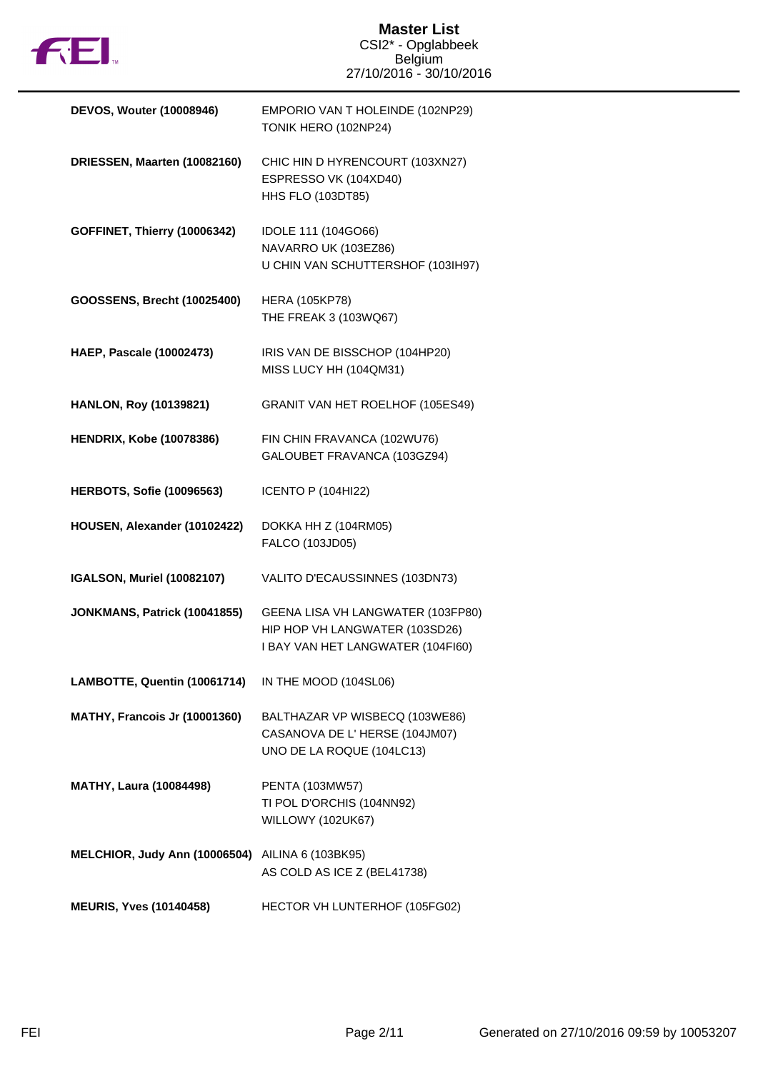| | |
|---|---|
| **DEVOS, Wouter (10008946)** | EMPORIO VAN T HOLEINDE (102NP29)<br>TONIK HERO (102NP24) |
| **DRIESSEN, Maarten (10082160)** | CHIC HIN D HYRENCOURT (103XN27)<br>ESPRESSO VK (104XD40)<br>HHS FLO (103DT85) |
| **GOFFINET, Thierry (10006342)** | IDOLE 111 (104GO66)<br>NAVARRO UK (103EZ86)<br>U CHIN VAN SCHUTTERSHOF (103IH97) |
| **GOOSSENS, Brecht (10025400)** | HERA (105KP78)<br>THE FREAK 3 (103WQ67) |
| **HAEP, Pascale (10002473)** | IRIS VAN DE BISSCHOP (104HP20)<br>MISS LUCY HH (104QM31) |
| **HANLON, Roy (10139821)** | GRANIT VAN HET ROELHOF (105ES49) |
| **HENDRIX, Kobe (10078386)** | FIN CHIN FRAVANCA (102WU76)<br>GALOUBET FRAVANCA (103GZ94) |
| **HERBOTS, Sofie (10096563)** | ICENTO P (104HI22) |
| **HOUSEN, Alexander (10102422)** | DOKKA HH Z (104RM05)<br>FALCO (103JD05) |
| **IGALSON, Muriel (10082107)** | VALITO D'ECAUSSINNES (103DN73) |
| **JONKMANS, Patrick (10041855)** | GEENA LISA VH LANGWATER (103FP80)<br>HIP HOP VH LANGWATER (103SD26)<br>I BAY VAN HET LANGWATER (104FI60) |
| **LAMBOTTE, Quentin (10061714)** | IN THE MOOD (104SL06) |
| **MATHY, Francois Jr (10001360)** | BALTHAZAR VP WISBECQ (103WE86)<br>CASANOVA DE L' HERSE (104JM07)<br>UNO DE LA ROQUE (104LC13) |
| **MATHY, Laura (10084498)** | PENTA (103MW57)<br>TI POL D'ORCHIS (104NN92)<br>WILLOWY (102UK67) |
| **MELCHIOR, Judy Ann (10006504)** | AILINA 6 (103BK95)<br>AS COLD AS ICE Z (BEL41738) |
| **MEURIS, Yves (10140458)** | HECTOR VH LUNTERHOF (105FG02) |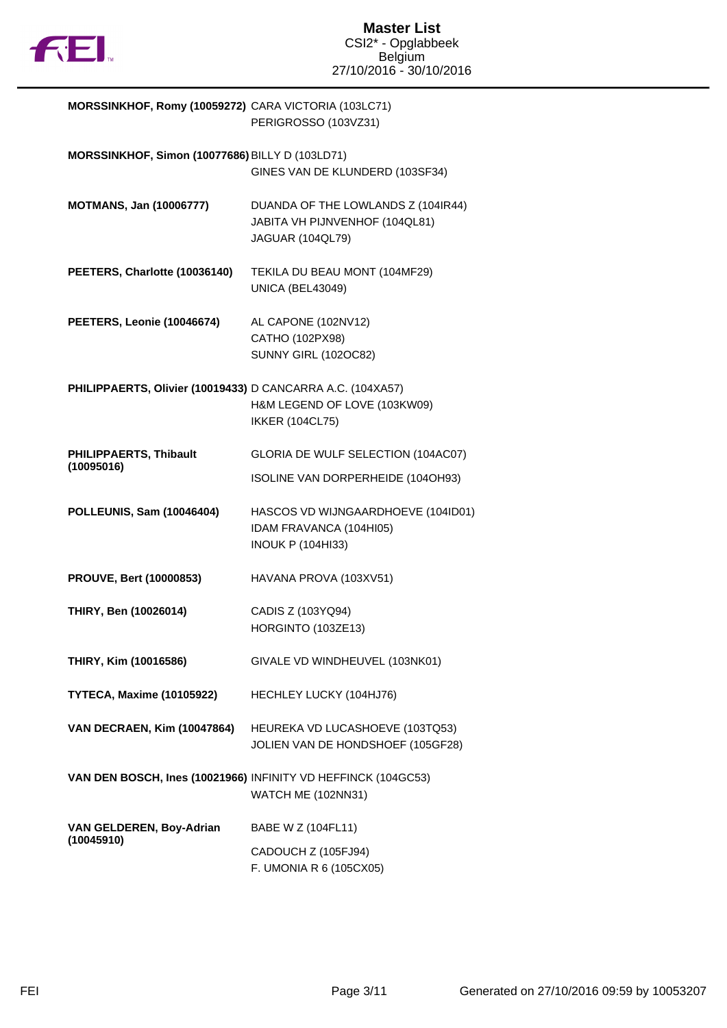| | |
|---|---|
| **MORSSINKHOF, Romy (10059272)** | CARA VICTORIA (103LC71)<br>PERIGROSSO (103VZ31) |
| **MORSSINKHOF, Simon (10077686)** | BILLY D (103LD71)<br>GINES VAN DE KLUNDERD (103SF34) |
| **MOTMANS, Jan (10006777)** | DUANDA OF THE LOWLANDS Z (104IR44)<br>JABITA VH PIJNVENHOF (104QL81)<br>JAGUAR (104QL79) |
| **PEETERS, Charlotte (10036140)** | TEKILA DU BEAU MONT (104MF29)<br>UNICA (BEL43049) |
| **PEETERS, Leonie (10046674)** | AL CAPONE (102NV12)<br>CATHO (102PX98)<br>SUNNY GIRL (102OC82) |
| **PHILIPPAERTS, Olivier (10019433)** | D CANCARRA A.C. (104XA57)<br>H&M LEGEND OF LOVE (103KW09)<br>IKKER (104CL75) |
| **PHILIPPAERTS, Thibault (10095016)** | GLORIA DE WULF SELECTION (104AC07)<br>ISOLINE VAN DORPERHEIDE (104OH93) |
| **POLLEUNIS, Sam (10046404)** | HASCOS VD WIJNGAARDHOEVE (104ID01)<br>IDAM FRAVANCA (104HI05)<br>INOUK P (104HI33) |
| **PROUVE, Bert (10000853)** | HAVANA PROVA (103XV51) |
| **THIRY, Ben (10026014)** | CADIS Z (103YQ94)<br>HORGINTO (103ZE13) |
| **THIRY, Kim (10016586)** | GIVALE VD WINDHEUVEL (103NK01) |
| **TYTECA, Maxime (10105922)** | HECHLEY LUCKY (104HJ76) |
| **VAN DECRAEN, Kim (10047864)** | HEUREKA VD LUCASHOEVE (103TQ53)<br>JOLIEN VAN DE HONDSHOEF (105GF28) |
| **VAN DEN BOSCH, Ines (10021966)** | INFINITY VD HEFFINCK (104GC53)<br>WATCH ME (102NN31) |
| **VAN GELDEREN, Boy-Adrian (10045910)** | BABE W Z (104FL11)<br>CADOUCH Z (105FJ94)<br>F. UMONIA R 6 (105CX05) |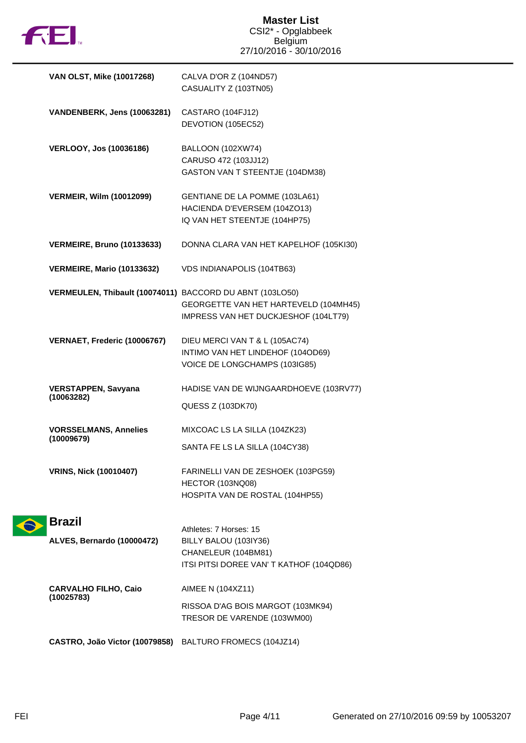| | |
|---|---|
| **VAN OLST, Mike (10017268)** | CALVA D'OR Z (104ND57)<br>CASUALITY Z (103TN05) |
| **VANDENBERK, Jens (10063281)** | CASTARO (104FJ12)<br>DEVOTION (105EC52) |
| **VERLOOY, Jos (10036186)** | BALLOON (102XW74)<br>CARUSO 472 (103JJ12)<br>GASTON VAN T STEENTJE (104DM38) |
| **VERMEIR, Wilm (10012099)** | GENTIANE DE LA POMME (103LA61)<br>HACIENDA D'EVERSEM (104ZO13)<br>IQ VAN HET STEENTJE (104HP75) |
| **VERMEIRE, Bruno (10133633)** | DONNA CLARA VAN HET KAPELHOF (105KI30) |
| **VERMEIRE, Mario (10133632)** | VDS INDIANAPOLIS (104TB63) |
| **VERMEULEN, Thibault (10074011)** | BACCORD DU ABNT (103LO50)<br>GEORGETTE VAN HET HARTEVELD (104MH45)<br>IMPRESS VAN HET DUCKJESHOF (104LT79) |
| **VERNAET, Frederic (10006767)** | DIEU MERCI VAN T & L (105AC74)<br>INTIMO VAN HET LINDEHOF (104OD69)<br>VOICE DE LONGCHAMPS (103IG85) |
| **VERSTAPPEN, Savyana (10063282)** | HADISE VAN DE WIJNGAARDHOEVE (103RV77)<br>QUESS Z (103DK70) |
| **VORSSELMANS, Annelies (10009679)** | MIXCOAC LS LA SILLA (104ZK23)<br>SANTA FE LS LA SILLA (104CY38) |
| **VRINS, Nick (10010407)** | FARINELLI VAN DE ZESHOEK (103PG59)<br>HECTOR (103NQ08)<br>HOSPITA VAN DE ROSTAL (104HP55) |

## Brazil

Athletes: 7 Horses: 15

| | |
|---|---|
| **ALVES, Bernardo (10000472)** | BILLY BALOU (103IY36)<br>CHANELEUR (104BM81)<br>ITSI PITSI DOREE VAN' T KATHOF (104QD86) |
| **CARVALHO FILHO, Caio (10025783)** | AIMEE N (104XZ11)<br>RISSOA D'AG BOIS MARGOT (103MK94)<br>TRESOR DE VARENDE (103WM00) |
| **CASTRO, João Victor (10079858)** | BALTURO FROMECS (104JZ14) |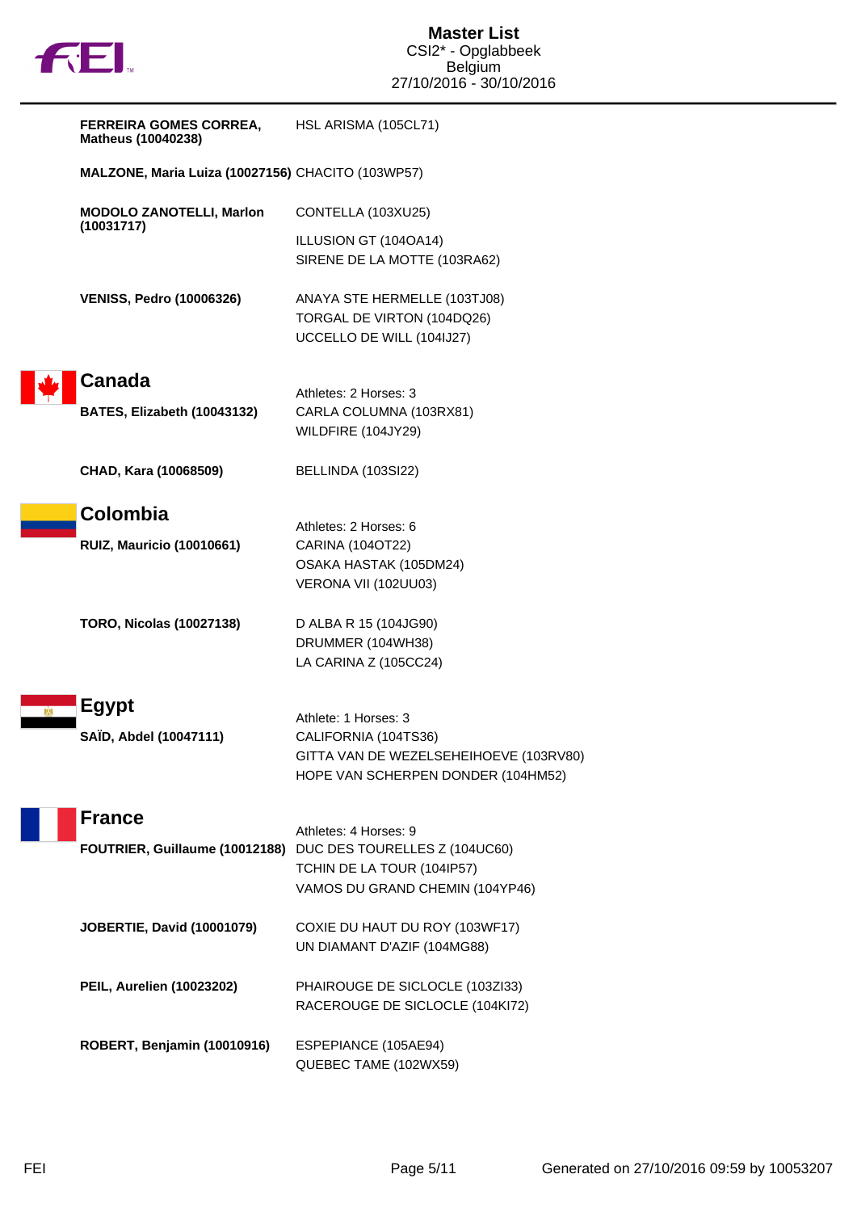| | |
|---|---|
| **FERREIRA GOMES CORREA, Matheus (10040238)** | HSL ARISMA (105CL71) |
| **MALZONE, Maria Luiza (10027156)** | CHACITO (103WP57) |
| **MODOLO ZANOTELLI, Marlon (10031717)** | CONTELLA (103XU25) |
| | ILLUSION GT (104OA14) |
| | SIRENE DE LA MOTTE (103RA62) |
| **VENISS, Pedro (10006326)** | ANAYA STE HERMELLE (103TJ08) |
| | TORGAL DE VIRTON (104DQ26) |
| | UCCELLO DE WILL (104IJ27) |

## Canada

Athletes: 2 Horses: 3

| | |
|---|---|
| **BATES, Elizabeth (10043132)** | CARLA COLUMNA (103RX81) |
| | WILDFIRE (104JY29) |
| **CHAD, Kara (10068509)** | BELLINDA (103SI22) |

## Colombia

Athletes: 2 Horses: 6

| | |
|---|---|
| **RUIZ, Mauricio (10010661)** | CARINA (104OT22) |
| | OSAKA HASTAK (105DM24) |
| | VERONA VII (102UU03) |
| **TORO, Nicolas (10027138)** | D ALBA R 15 (104JG90) |
| | DRUMMER (104WH38) |
| | LA CARINA Z (105CC24) |

## Egypt

Athlete: 1 Horses: 3

| | |
|---|---|
| **SAÏD, Abdel (10047111)** | CALIFORNIA (104TS36) |
| | GITTA VAN DE WEZELSEHEIHOEVE (103RV80) |
| | HOPE VAN SCHERPEN DONDER (104HM52) |

## France

Athletes: 4 Horses: 9

| | |
|---|---|
| **FOUTRIER, Guillaume (10012188)** | DUC DES TOURELLES Z (104UC60) |
| | TCHIN DE LA TOUR (104IP57) |
| | VAMOS DU GRAND CHEMIN (104YP46) |
| **JOBERTIE, David (10001079)** | COXIE DU HAUT DU ROY (103WF17) |
| | UN DIAMANT D'AZIF (104MG88) |
| **PEIL, Aurelien (10023202)** | PHAIROUGE DE SICLOCLE (103ZI33) |
| | RACEROUGE DE SICLOCLE (104KI72) |
| **ROBERT, Benjamin (10010916)** | ESPEPIANCE (105AE94) |
| | QUEBEC TAME (102WX59) |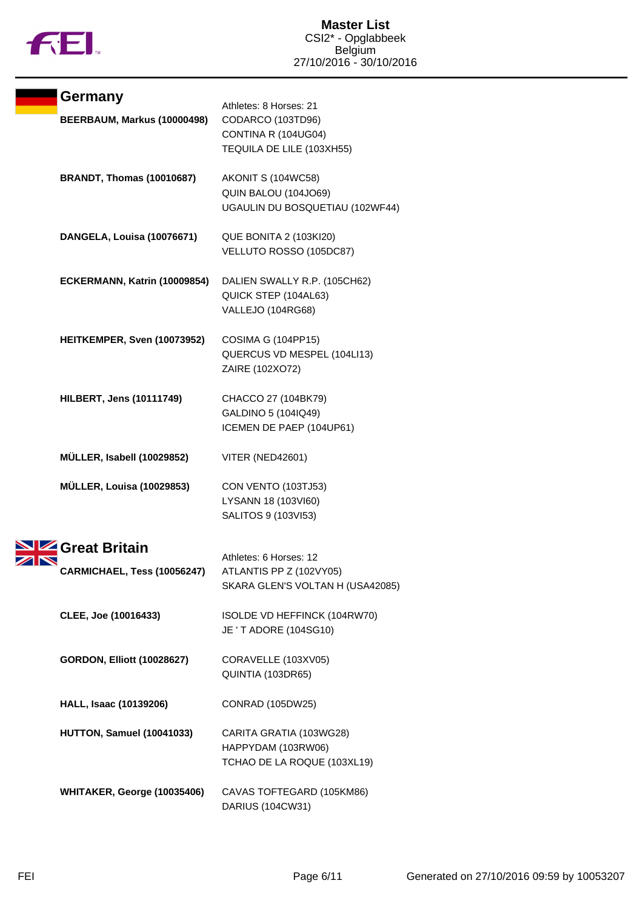# Master List

CSI2* - Opglabbeek
Belgium
27/10/2016 - 30/10/2016

## Germany

Athletes: 8 Horses: 21

| | |
|---|---|
| **BEERBAUM, Markus (10000498)** | CODARCO (103TD96)<br>CONTINA R (104UG04)<br>TEQUILA DE LILE (103XH55) |
| **BRANDT, Thomas (10010687)** | AKONIT S (104WC58)<br>QUIN BALOU (104JO69)<br>UGAULIN DU BOSQUETIAU (102WF44) |
| **DANGELA, Louisa (10076671)** | QUE BONITA 2 (103KI20)<br>VELLUTO ROSSO (105DC87) |
| **ECKERMANN, Katrin (10009854)** | DALIEN SWALLY R.P. (105CH62)<br>QUICK STEP (104AL63)<br>VALLEJO (104RG68) |
| **HEITKEMPER, Sven (10073952)** | COSIMA G (104PP15)<br>QUERCUS VD MESPEL (104LI13)<br>ZAIRE (102XO72) |
| **HILBERT, Jens (10111749)** | CHACCO 27 (104BK79)<br>GALDINO 5 (104IQ49)<br>ICEMEN DE PAEP (104UP61) |
| **MÜLLER, Isabell (10029852)** | VITER (NED42601) |
| **MÜLLER, Louisa (10029853)** | CON VENTO (103TJ53)<br>LYSANN 18 (103VI60)<br>SALITOS 9 (103VI53) |

## Great Britain

Athletes: 6 Horses: 12

| | |
|---|---|
| **CARMICHAEL, Tess (10056247)** | ATLANTIS PP Z (102VY05)<br>SKARA GLEN'S VOLTAN H (USA42085) |
| **CLEE, Joe (10016433)** | ISOLDE VD HEFFINCK (104RW70)<br>JE ' T ADORE (104SG10) |
| **GORDON, Elliott (10028627)** | CORAVELLE (103XV05)<br>QUINTIA (103DR65) |
| **HALL, Isaac (10139206)** | CONRAD (105DW25) |
| **HUTTON, Samuel (10041033)** | CARITA GRATIA (103WG28)<br>HAPPYDAM (103RW06)<br>TCHAO DE LA ROQUE (103XL19) |
| **WHITAKER, George (10035406)** | CAVAS TOFTEGARD (105KM86)<br>DARIUS (104CW31) |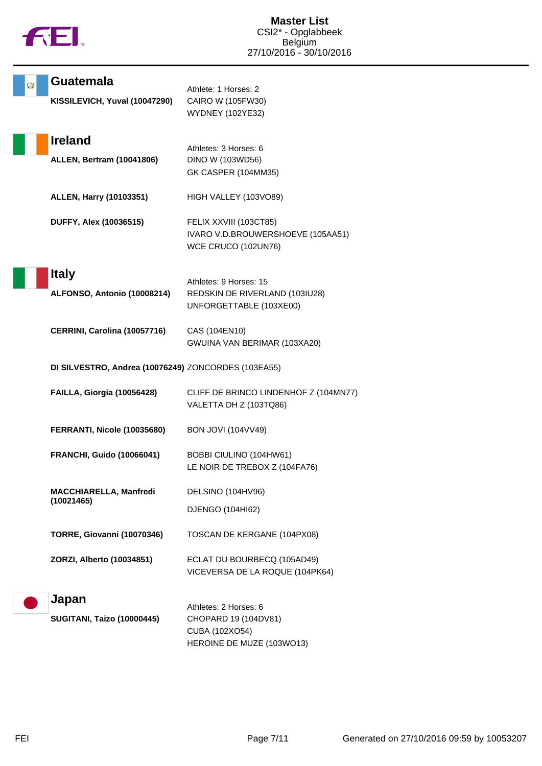# Master List
CSI2* - Opglabbeek
Belgium
27/10/2016 - 30/10/2016

## Guatemala

Athlete: 1 Horses: 2

| Athlete | Horses |
|---|---|
| **KISSILEVICH, Yuval (10047290)** | CAIRO W (105FW30)<br>WYDNEY (102YE32) |

## Ireland

Athletes: 3 Horses: 6

| Athlete | Horses |
|---|---|
| **ALLEN, Bertram (10041806)** | DINO W (103WD56)<br>GK CASPER (104MM35) |
| **ALLEN, Harry (10103351)** | HIGH VALLEY (103VO89) |
| **DUFFY, Alex (10036515)** | FELIX XXVIII (103CT85)<br>IVARO V.D.BROUWERSHOEVE (105AA51)<br>WCE CRUCO (102UN76) |

## Italy

Athletes: 9 Horses: 15

| Athlete | Horses |
|---|---|
| **ALFONSO, Antonio (10008214)** | REDSKIN DE RIVERLAND (103IU28)<br>UNFORGETTABLE (103XE00) |
| **CERRINI, Carolina (10057716)** | CAS (104EN10)<br>GWUINA VAN BERIMAR (103XA20) |
| **DI SILVESTRO, Andrea (10076249)** | ZONCORDES (103EA55) |
| **FAILLA, Giorgia (10056428)** | CLIFF DE BRINCO LINDENHOF Z (104MN77)<br>VALETTA DH Z (103TQ86) |
| **FERRANTI, Nicole (10035680)** | BON JOVI (104VV49) |
| **FRANCHI, Guido (10066041)** | BOBBI CIULINO (104HW61)<br>LE NOIR DE TREBOX Z (104FA76) |
| **MACCHIARELLA, Manfredi (10021465)** | DELSINO (104HV96)<br>DJENGO (104HI62) |
| **TORRE, Giovanni (10070346)** | TOSCAN DE KERGANE (104PX08) |
| **ZORZI, Alberto (10034851)** | ECLAT DU BOURBECQ (105AD49)<br>VICEVERSA DE LA ROQUE (104PK64) |

## Japan

Athletes: 2 Horses: 6

| Athlete | Horses |
|---|---|
| **SUGITANI, Taizo (10000445)** | CHOPARD 19 (104DV81)<br>CUBA (102XO54)<br>HEROINE DE MUZE (103WO13) |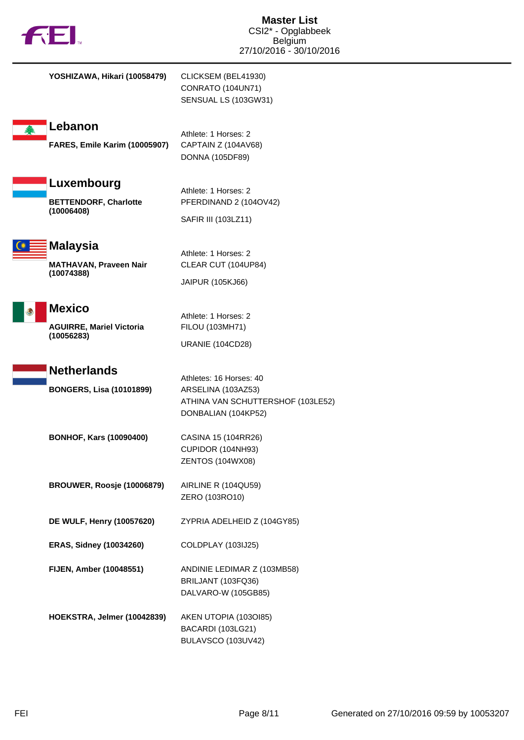# Master List

CSI2* - Opglabbeek
Belgium
27/10/2016 - 30/10/2016

**YOSHIZAWA, Hikari (10058479)**
CLICKSEM (BEL41930)
CONRATO (104UN71)
SENSUAL LS (103GW31)

## Lebanon

Athlete: 1 Horses: 2

**FARES, Emile Karim (10005907)**
CAPTAIN Z (104AV68)
DONNA (105DF89)

## Luxembourg

Athlete: 1 Horses: 2

**BETTENDORF, Charlotte (10006408)**
PFERDINAND 2 (104OV42)
SAFIR III (103LZ11)

## Malaysia

Athlete: 1 Horses: 2

**MATHAVAN, Praveen Nair (10074388)**
CLEAR CUT (104UP84)
JAIPUR (105KJ66)

## Mexico

Athlete: 1 Horses: 2

**AGUIRRE, Mariel Victoria (10056283)**
FILOU (103MH71)
URANIE (104CD28)

## Netherlands

Athletes: 16 Horses: 40

**BONGERS, Lisa (10101899)**
ARSELINA (103AZ53)
ATHINA VAN SCHUTTERSHOF (103LE52)
DONBALIAN (104KP52)

**BONHOF, Kars (10090400)**
CASINA 15 (104RR26)
CUPIDOR (104NH93)
ZENTOS (104WX08)

**BROUWER, Roosje (10006879)**
AIRLINE R (104QU59)
ZERO (103RO10)

**DE WULF, Henry (10057620)**
ZYPRIA ADELHEID Z (104GY85)

**ERAS, Sidney (10034260)**
COLDPLAY (103IJ25)

**FIJEN, Amber (10048551)**
ANDINIE LEDIMAR Z (103MB58)
BRILJANT (103FQ36)
DALVARO-W (105GB85)

**HOEKSTRA, Jelmer (10042839)**
AKEN UTOPIA (103OI85)
BACARDI (103LG21)
BULAVSCO (103UV42)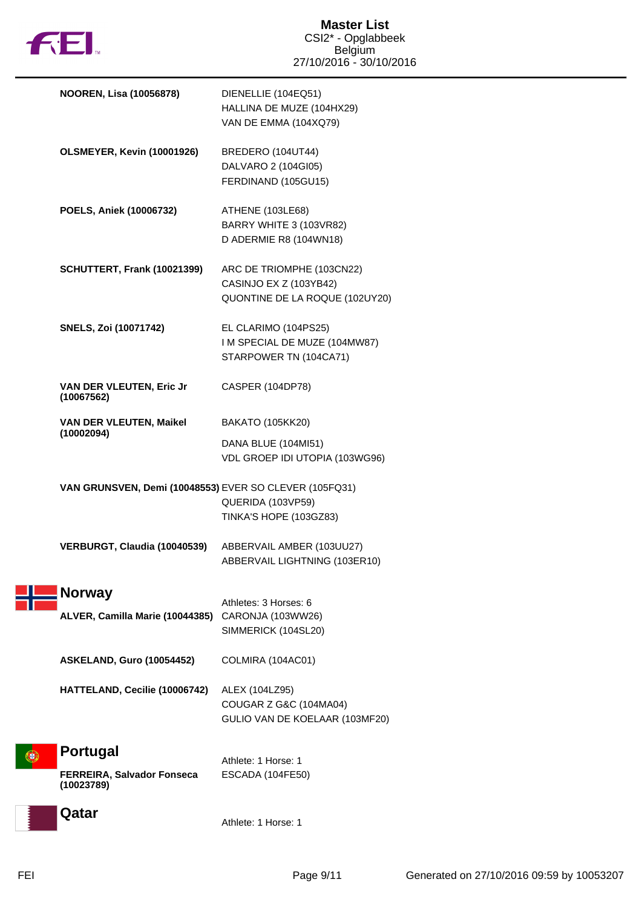| | |
|---|---|
| **NOOREN, Lisa (10056878)** | DIENELLIE (104EQ51)<br>HALLINA DE MUZE (104HX29)<br>VAN DE EMMA (104XQ79) |
| **OLSMEYER, Kevin (10001926)** | BREDERO (104UT44)<br>DALVARO 2 (104GI05)<br>FERDINAND (105GU15) |
| **POELS, Aniek (10006732)** | ATHENE (103LE68)<br>BARRY WHITE 3 (103VR82)<br>D ADERMIE R8 (104WN18) |
| **SCHUTTERT, Frank (10021399)** | ARC DE TRIOMPHE (103CN22)<br>CASINJO EX Z (103YB42)<br>QUONTINE DE LA ROQUE (102UY20) |
| **SNELS, Zoi (10071742)** | EL CLARIMO (104PS25)<br>I M SPECIAL DE MUZE (104MW87)<br>STARPOWER TN (104CA71) |
| **VAN DER VLEUTEN, Eric Jr (10067562)** | CASPER (104DP78) |
| **VAN DER VLEUTEN, Maikel (10002094)** | BAKATO (105KK20)<br>DANA BLUE (104MI51)<br>VDL GROEP IDI UTOPIA (103WG96) |
| **VAN GRUNSVEN, Demi (10048553)** | EVER SO CLEVER (105FQ31)<br>QUERIDA (103VP59)<br>TINKA'S HOPE (103GZ83) |
| **VERBURGT, Claudia (10040539)** | ABBERVAIL AMBER (103UU27)<br>ABBERVAIL LIGHTNING (103ER10) |

## Norway

Athletes: 3 Horses: 6

| | |
|---|---|
| **ALVER, Camilla Marie (10044385)** | CARONJA (103WW26)<br>SIMMERICK (104SL20) |
| **ASKELAND, Guro (10054452)** | COLMIRA (104AC01) |
| **HATTELAND, Cecilie (10006742)** | ALEX (104LZ95)<br>COUGAR Z G&C (104MA04)<br>GULIO VAN DE KOELAAR (103MF20) |

## Portugal

Athlete: 1 Horse: 1

| | |
|---|---|
| **FERREIRA, Salvador Fonseca (10023789)** | ESCADA (104FE50) |

## Qatar

Athlete: 1 Horse: 1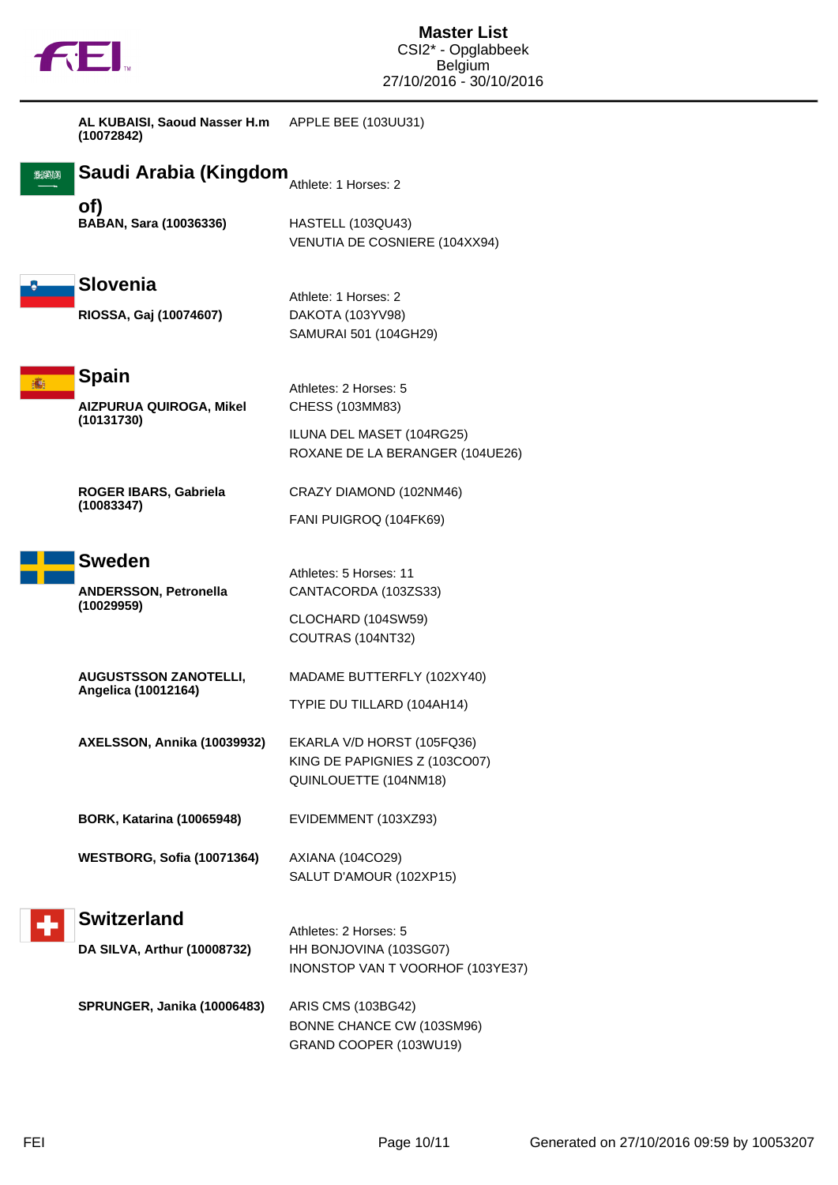| | |
|---|---|
| **AL KUBAISI, Saoud Nasser H.m (10072842)** | APPLE BEE (103UU31) |

## Saudi Arabia (Kingdom of)

Athlete: 1 Horses: 2

| | |
|---|---|
| **BABAN, Sara (10036336)** | HASTELL (103QU43)<br>VENUTIA DE COSNIERE (104XX94) |

## Slovenia

Athlete: 1 Horses: 2

| | |
|---|---|
| **RIOSSA, Gaj (10074607)** | DAKOTA (103YV98)<br>SAMURAI 501 (104GH29) |

## Spain

Athletes: 2 Horses: 5

| | |
|---|---|
| **AIZPURUA QUIROGA, Mikel (10131730)** | CHESS (103MM83)<br>ILUNA DEL MASET (104RG25)<br>ROXANE DE LA BERANGER (104UE26) |
| **ROGER IBARS, Gabriela (10083347)** | CRAZY DIAMOND (102NM46)<br>FANI PUIGROQ (104FK69) |

## Sweden

Athletes: 5 Horses: 11

| | |
|---|---|
| **ANDERSSON, Petronella (10029959)** | CANTACORDA (103ZS33)<br>CLOCHARD (104SW59)<br>COUTRAS (104NT32) |
| **AUGUSTSSON ZANOTELLI, Angelica (10012164)** | MADAME BUTTERFLY (102XY40)<br>TYPIE DU TILLARD (104AH14) |
| **AXELSSON, Annika (10039932)** | EKARLA V/D HORST (105FQ36)<br>KING DE PAPIGNIES Z (103CO07)<br>QUINLOUETTE (104NM18) |
| **BORK, Katarina (10065948)** | EVIDEMMENT (103XZ93) |
| **WESTBORG, Sofia (10071364)** | AXIANA (104CO29)<br>SALUT D'AMOUR (102XP15) |

## Switzerland

Athletes: 2 Horses: 5

| | |
|---|---|
| **DA SILVA, Arthur (10008732)** | HH BONJOVINA (103SG07)<br>INONSTOP VAN T VOORHOF (103YE37) |
| **SPRUNGER, Janika (10006483)** | ARIS CMS (103BG42)<br>BONNE CHANCE CW (103SM96)<br>GRAND COOPER (103WU19) |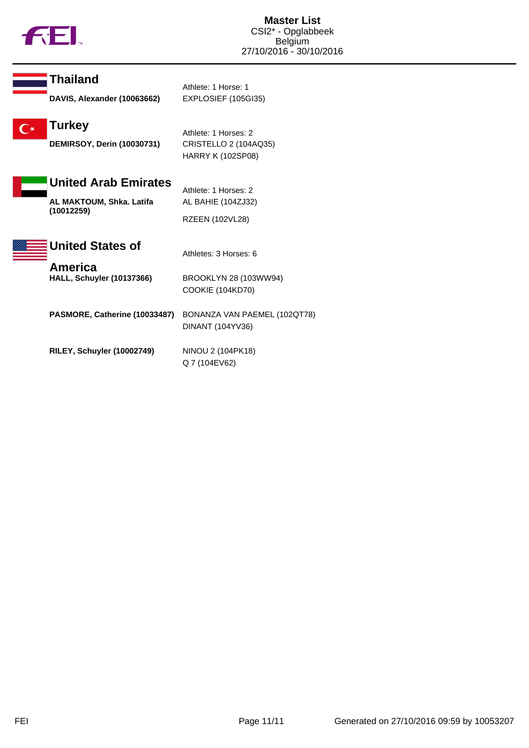# Master List

CSI2* - Opglabbeek
Belgium
27/10/2016 - 30/10/2016

## Thailand

Athlete: 1 Horse: 1

| | |
|---|---|
| **DAVIS, Alexander (10063662)** | EXPLOSIEF (105GI35) |

## Turkey

Athlete: 1 Horses: 2

| | |
|---|---|
| **DEMIRSOY, Derin (10030731)** | CRISTELLO 2 (104AQ35) |
| | HARRY K (102SP08) |

## United Arab Emirates

Athlete: 1 Horses: 2

| | |
|---|---|
| **AL MAKTOUM, Shka. Latifa (10012259)** | AL BAHIE (104ZJ32) |
| | RZEEN (102VL28) |

## United States of America

Athletes: 3 Horses: 6

| | |
|---|---|
| **HALL, Schuyler (10137366)** | BROOKLYN 28 (103WW94) |
| | COOKIE (104KD70) |
| **PASMORE, Catherine (10033487)** | BONANZA VAN PAEMEL (102QT78) |
| | DINANT (104YV36) |
| **RILEY, Schuyler (10002749)** | NINOU 2 (104PK18) |
| | Q 7 (104EV62) |

Generated on 27/10/2016 09:59 by 10053207